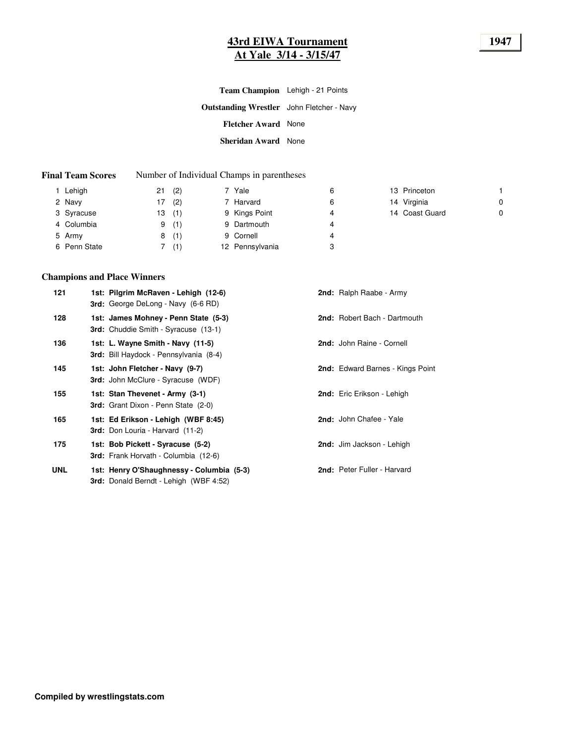# 43rd EIWA Tournament
## At Yale 3/14 - 3/15/47

**1947**

**Team Champion** Lehigh - 21 Points

**Outstanding Wrestler** John Fletcher - Navy

**Fletcher Award** None

**Sheridan Award** None

**Final Team Scores** Number of Individual Champs in parentheses

| Place | Team | Points | Champs |
|---|---|---|---|
| 1 | Lehigh | 21 | (2) |
| 2 | Navy | 17 | (2) |
| 3 | Syracuse | 13 | (1) |
| 4 | Columbia | 9 | (1) |
| 5 | Army | 8 | (1) |
| 6 | Penn State | 7 | (1) |
| 7 | Yale | 6 | |
| 7 | Harvard | 6 | |
| 9 | Kings Point | 4 | |
| 9 | Dartmouth | 4 | |
| 9 | Cornell | 4 | |
| 12 | Pennsylvania | 3 | |
| 13 | Princeton | 1 | |
| 14 | Virginia | 0 | |
| 14 | Coast Guard | 0 | |

### Champions and Place Winners

| Weight | 1st / 3rd | 2nd |
|---|---|---|
| 121 | **1st: Pilgrim McRaven - Lehigh (12-6)**<br>**3rd:** George DeLong - Navy (6-6 RD) | **2nd:** Ralph Raabe - Army |
| 128 | **1st: James Mohney - Penn State (5-3)**<br>**3rd:** Chuddie Smith - Syracuse (13-1) | **2nd:** Robert Bach - Dartmouth |
| 136 | **1st: L. Wayne Smith - Navy (11-5)**<br>**3rd:** Bill Haydock - Pennsylvania (8-4) | **2nd:** John Raine - Cornell |
| 145 | **1st: John Fletcher - Navy (9-7)**<br>**3rd:** John McClure - Syracuse (WDF) | **2nd:** Edward Barnes - Kings Point |
| 155 | **1st: Stan Thevenet - Army (3-1)**<br>**3rd:** Grant Dixon - Penn State (2-0) | **2nd:** Eric Erikson - Lehigh |
| 165 | **1st: Ed Erikson - Lehigh (WBF 8:45)**<br>**3rd:** Don Louria - Harvard (11-2) | **2nd:** John Chafee - Yale |
| 175 | **1st: Bob Pickett - Syracuse (5-2)**<br>**3rd:** Frank Horvath - Columbia (12-6) | **2nd:** Jim Jackson - Lehigh |
| UNL | **1st: Henry O'Shaughnessy - Columbia (5-3)**<br>**3rd:** Donald Berndt - Lehigh (WBF 4:52) | **2nd:** Peter Fuller - Harvard |

**Compiled by wrestlingstats.com**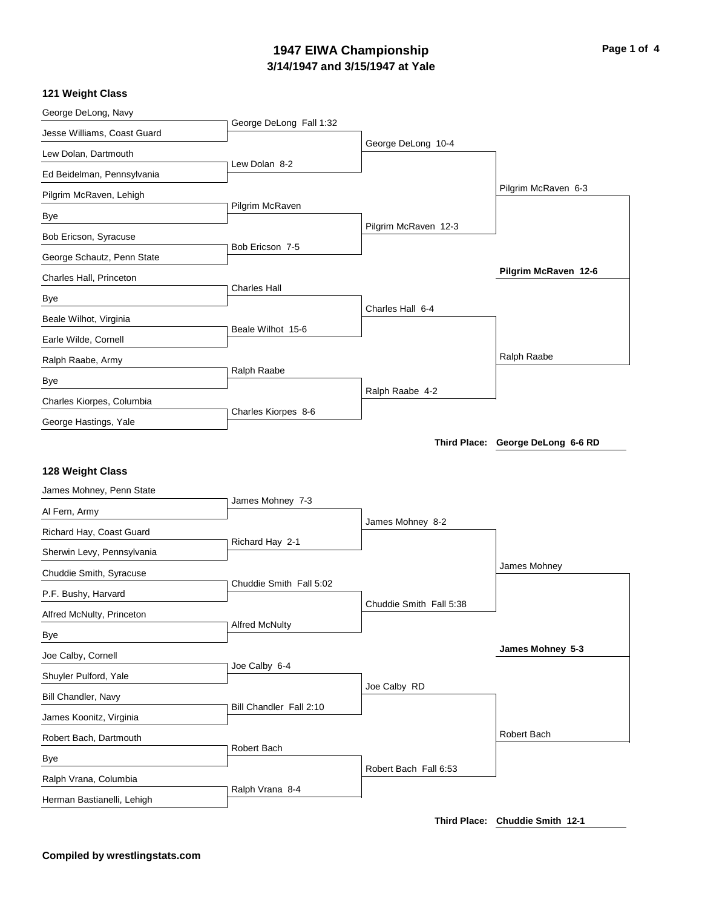# 1947 EIWA Championship
## 3/14/1947 and 3/15/1947 at Yale

### 121 Weight Class

**First Round**

| Wrestlers | Result |
|---|---|
| George DeLong, Navy vs. Jesse Williams, Coast Guard | George DeLong Fall 1:32 |
| Lew Dolan, Dartmouth vs. Ed Beidelman, Pennsylvania | Lew Dolan 8-2 |
| Pilgrim McRaven, Lehigh vs. Bye | Pilgrim McRaven |
| Bob Ericson, Syracuse vs. George Schautz, Penn State | Bob Ericson 7-5 |
| Charles Hall, Princeton vs. Bye | Charles Hall |
| Beale Wilhot, Virginia vs. Earle Wilde, Cornell | Beale Wilhot 15-6 |
| Ralph Raabe, Army vs. Bye | Ralph Raabe |
| Charles Kiorpes, Columbia vs. George Hastings, Yale | Charles Kiorpes 8-6 |

**Quarterfinals**

- George DeLong 10-4
- Pilgrim McRaven 12-3
- Charles Hall 6-4
- Ralph Raabe 4-2

**Semifinals**

- Pilgrim McRaven 6-3
- Ralph Raabe

**Final**

- **Pilgrim McRaven 12-6**

Third Place: George DeLong 6-6 RD

### 128 Weight Class

**First Round**

| Wrestlers | Result |
|---|---|
| James Mohney, Penn State vs. Al Fern, Army | James Mohney 7-3 |
| Richard Hay, Coast Guard vs. Sherwin Levy, Pennsylvania | Richard Hay 2-1 |
| Chuddie Smith, Syracuse vs. P.F. Bushy, Harvard | Chuddie Smith Fall 5:02 |
| Alfred McNulty, Princeton vs. Bye | Alfred McNulty |
| Joe Calby, Cornell vs. Shuyler Pulford, Yale | Joe Calby 6-4 |
| Bill Chandler, Navy vs. James Koonitz, Virginia | Bill Chandler Fall 2:10 |
| Robert Bach, Dartmouth vs. Bye | Robert Bach |
| Ralph Vrana, Columbia vs. Herman Bastianelli, Lehigh | Ralph Vrana 8-4 |

**Quarterfinals**

- James Mohney 8-2
- Chuddie Smith Fall 5:38
- Joe Calby RD
- Robert Bach Fall 6:53

**Semifinals**

- James Mohney
- Robert Bach

**Final**

- **James Mohney 5-3**

Third Place: Chuddie Smith 12-1

**Compiled by wrestlingstats.com**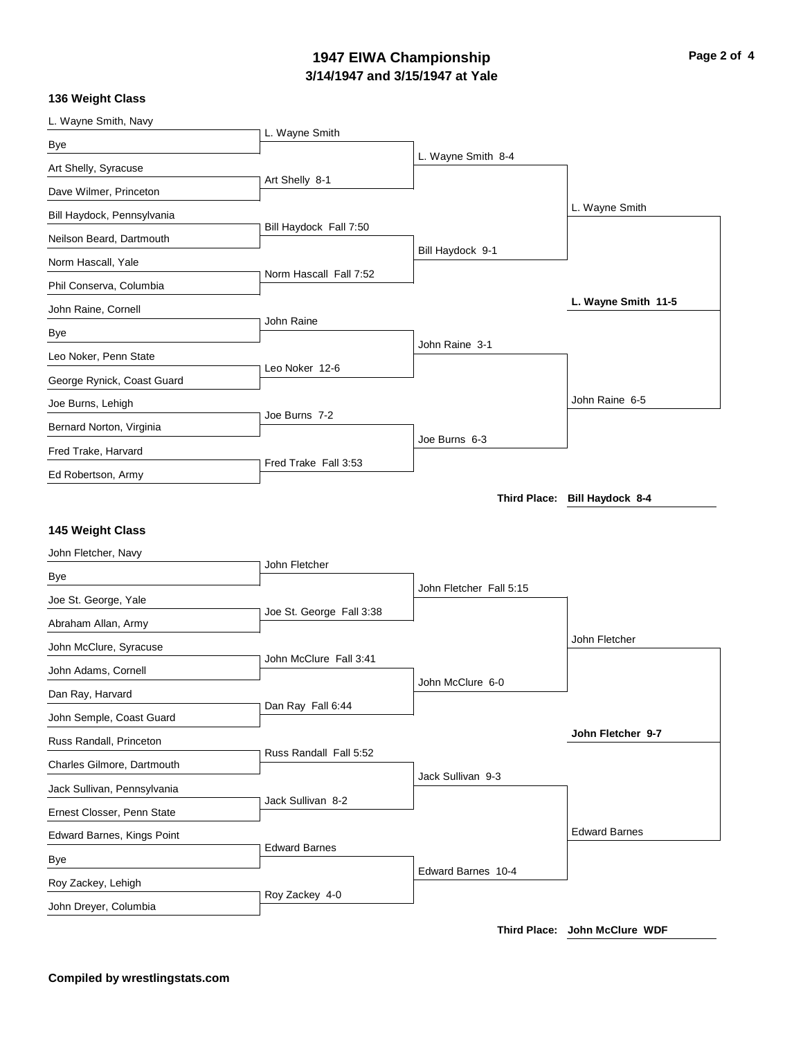# 1947 EIWA Championship

## 3/14/1947 and 3/15/1947 at Yale

### 136 Weight Class

**First Round**

- L. Wayne Smith, Navy vs. Bye — L. Wayne Smith
- Art Shelly, Syracuse vs. Dave Wilmer, Princeton — Art Shelly 8-1
- Bill Haydock, Pennsylvania vs. Neilson Beard, Dartmouth — Bill Haydock Fall 7:50
- Norm Hascall, Yale vs. Phil Conserva, Columbia — Norm Hascall Fall 7:52
- John Raine, Cornell vs. Bye — John Raine
- Leo Noker, Penn State vs. George Rynick, Coast Guard — Leo Noker 12-6
- Joe Burns, Lehigh vs. Bernard Norton, Virginia — Joe Burns 7-2
- Fred Trake, Harvard vs. Ed Robertson, Army — Fred Trake Fall 3:53

**Quarterfinals**

- L. Wayne Smith 8-4
- Bill Haydock 9-1
- John Raine 3-1
- Joe Burns 6-3

**Semifinals**

- L. Wayne Smith
- John Raine 6-5

**Final**

- **L. Wayne Smith 11-5**

**Third Place: Bill Haydock 8-4**

### 145 Weight Class

**First Round**

- John Fletcher, Navy vs. Bye — John Fletcher
- Joe St. George, Yale vs. Abraham Allan, Army — Joe St. George Fall 3:38
- John McClure, Syracuse vs. John Adams, Cornell — John McClure Fall 3:41
- Dan Ray, Harvard vs. John Semple, Coast Guard — Dan Ray Fall 6:44
- Russ Randall, Princeton vs. Charles Gilmore, Dartmouth — Russ Randall Fall 5:52
- Jack Sullivan, Pennsylvania vs. Ernest Closser, Penn State — Jack Sullivan 8-2
- Edward Barnes, Kings Point vs. Bye — Edward Barnes
- Roy Zackey, Lehigh vs. John Dreyer, Columbia — Roy Zackey 4-0

**Quarterfinals**

- John Fletcher Fall 5:15
- John McClure 6-0
- Jack Sullivan 9-3
- Edward Barnes 10-4

**Semifinals**

- John Fletcher
- Edward Barnes

**Final**

- **John Fletcher 9-7**

**Third Place: John McClure WDF**

**Compiled by wrestlingstats.com**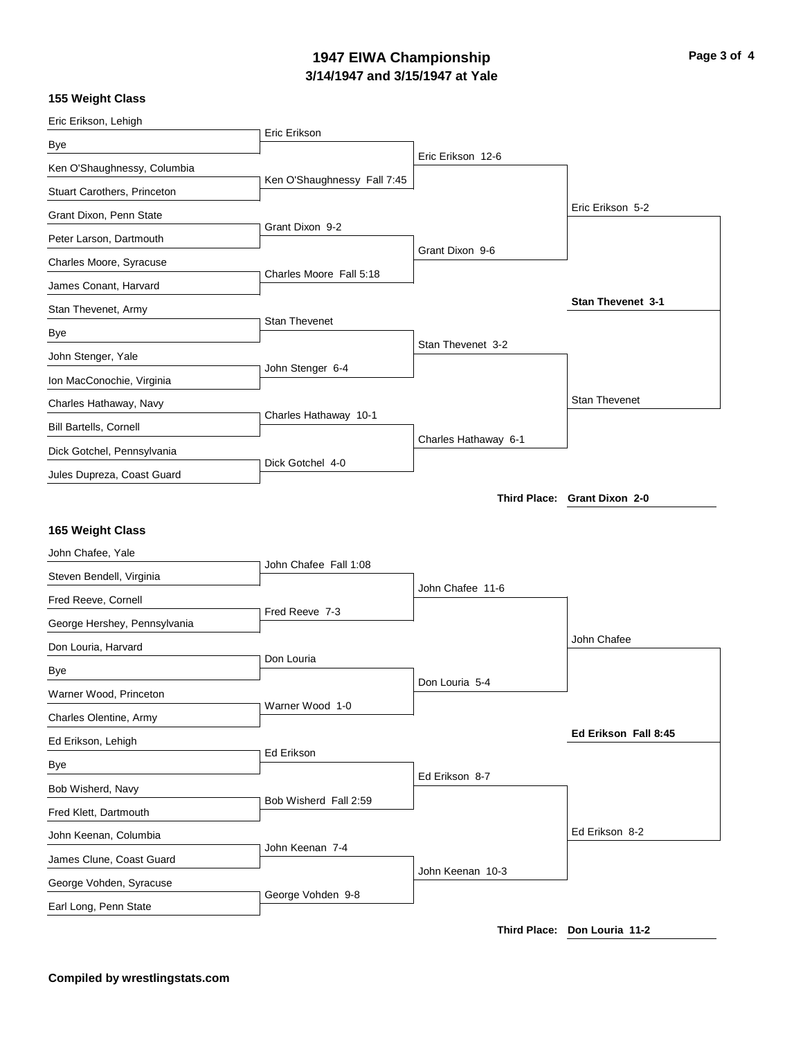# 1947 EIWA Championship
## 3/14/1947 and 3/15/1947 at Yale

### 155 Weight Class

**First Round**

| Wrestler | Wrestler | Result |
|---|---|---|
| Eric Erikson, Lehigh | Bye | Eric Erikson |
| Ken O'Shaughnessy, Columbia | Stuart Carothers, Princeton | Ken O'Shaughnessy Fall 7:45 |
| Grant Dixon, Penn State | Peter Larson, Dartmouth | Grant Dixon 9-2 |
| Charles Moore, Syracuse | James Conant, Harvard | Charles Moore Fall 5:18 |
| Stan Thevenet, Army | Bye | Stan Thevenet |
| John Stenger, Yale | Ion MacConochie, Virginia | John Stenger 6-4 |
| Charles Hathaway, Navy | Bill Bartells, Cornell | Charles Hathaway 10-1 |
| Dick Gotchel, Pennsylvania | Jules Dupreza, Coast Guard | Dick Gotchel 4-0 |

**Quarterfinals**

- Eric Erikson 12-6
- Grant Dixon 9-6
- Stan Thevenet 3-2
- Charles Hathaway 6-1

**Semifinals**

- Eric Erikson 5-2
- Stan Thevenet

**Final**

- **Stan Thevenet 3-1**

**Third Place: Grant Dixon 2-0**

### 165 Weight Class

**First Round**

| Wrestler | Wrestler | Result |
|---|---|---|
| John Chafee, Yale | Steven Bendell, Virginia | John Chafee Fall 1:08 |
| Fred Reeve, Cornell | George Hershey, Pennsylvania | Fred Reeve 7-3 |
| Don Louria, Harvard | Bye | Don Louria |
| Warner Wood, Princeton | Charles Olentine, Army | Warner Wood 1-0 |
| Ed Erikson, Lehigh | Bye | Ed Erikson |
| Bob Wisherd, Navy | Fred Klett, Dartmouth | Bob Wisherd Fall 2:59 |
| John Keenan, Columbia | James Clune, Coast Guard | John Keenan 7-4 |
| George Vohden, Syracuse | Earl Long, Penn State | George Vohden 9-8 |

**Quarterfinals**

- John Chafee 11-6
- Don Louria 5-4
- Ed Erikson 8-7
- John Keenan 10-3

**Semifinals**

- John Chafee
- Ed Erikson 8-2

**Final**

- **Ed Erikson Fall 8:45**

**Third Place: Don Louria 11-2**

**Compiled by wrestlingstats.com**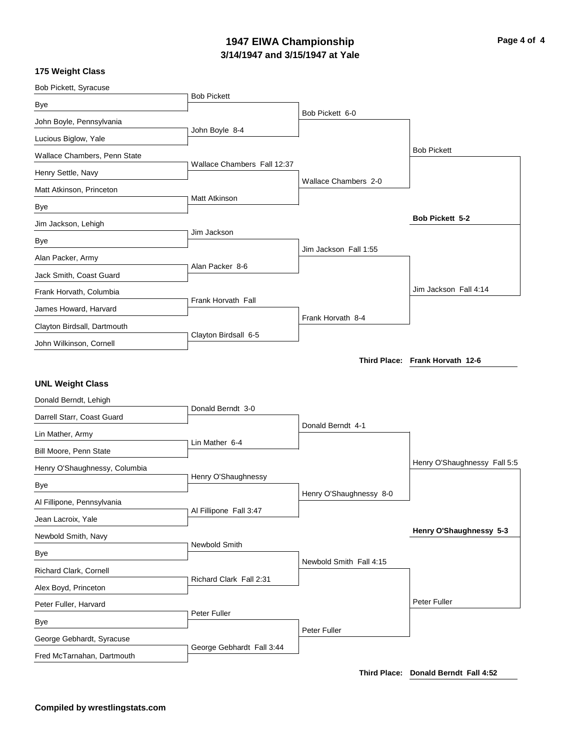# 1947 EIWA Championship

## 3/14/1947 and 3/15/1947 at Yale

### 175 Weight Class

Bob Pickett, Syracuse
Bye
John Boyle, Pennsylvania
Lucious Biglow, Yale
Wallace Chambers, Penn State
Henry Settle, Navy
Matt Atkinson, Princeton
Bye
Jim Jackson, Lehigh
Bye
Alan Packer, Army
Jack Smith, Coast Guard
Frank Horvath, Columbia
James Howard, Harvard
Clayton Birdsall, Dartmouth
John Wilkinson, Cornell

Bob Pickett
John Boyle 8-4
Wallace Chambers Fall 12:37
Matt Atkinson
Jim Jackson
Alan Packer 8-6
Frank Horvath Fall
Clayton Birdsall 6-5

Bob Pickett 6-0
Wallace Chambers 2-0
Jim Jackson Fall 1:55
Frank Horvath 8-4

Bob Pickett
Jim Jackson Fall 4:14

**Bob Pickett 5-2**

**Third Place:** **Frank Horvath 12-6**

### UNL Weight Class

Donald Berndt, Lehigh
Darrell Starr, Coast Guard
Lin Mather, Army
Bill Moore, Penn State
Henry O'Shaughnessy, Columbia
Bye
Al Fillipone, Pennsylvania
Jean Lacroix, Yale
Newbold Smith, Navy
Bye
Richard Clark, Cornell
Alex Boyd, Princeton
Peter Fuller, Harvard
Bye
George Gebhardt, Syracuse
Fred McTarnahan, Dartmouth

Donald Berndt 3-0
Lin Mather 6-4
Henry O'Shaughnessy
Al Fillipone Fall 3:47
Newbold Smith
Richard Clark Fall 2:31
Peter Fuller
George Gebhardt Fall 3:44

Donald Berndt 4-1
Henry O'Shaughnessy 8-0
Newbold Smith Fall 4:15
Peter Fuller

Henry O'Shaughnessy Fall 5:5
Peter Fuller

**Henry O'Shaughnessy 5-3**

**Third Place:** **Donald Berndt Fall 4:52**

**Compiled by wrestlingstats.com**